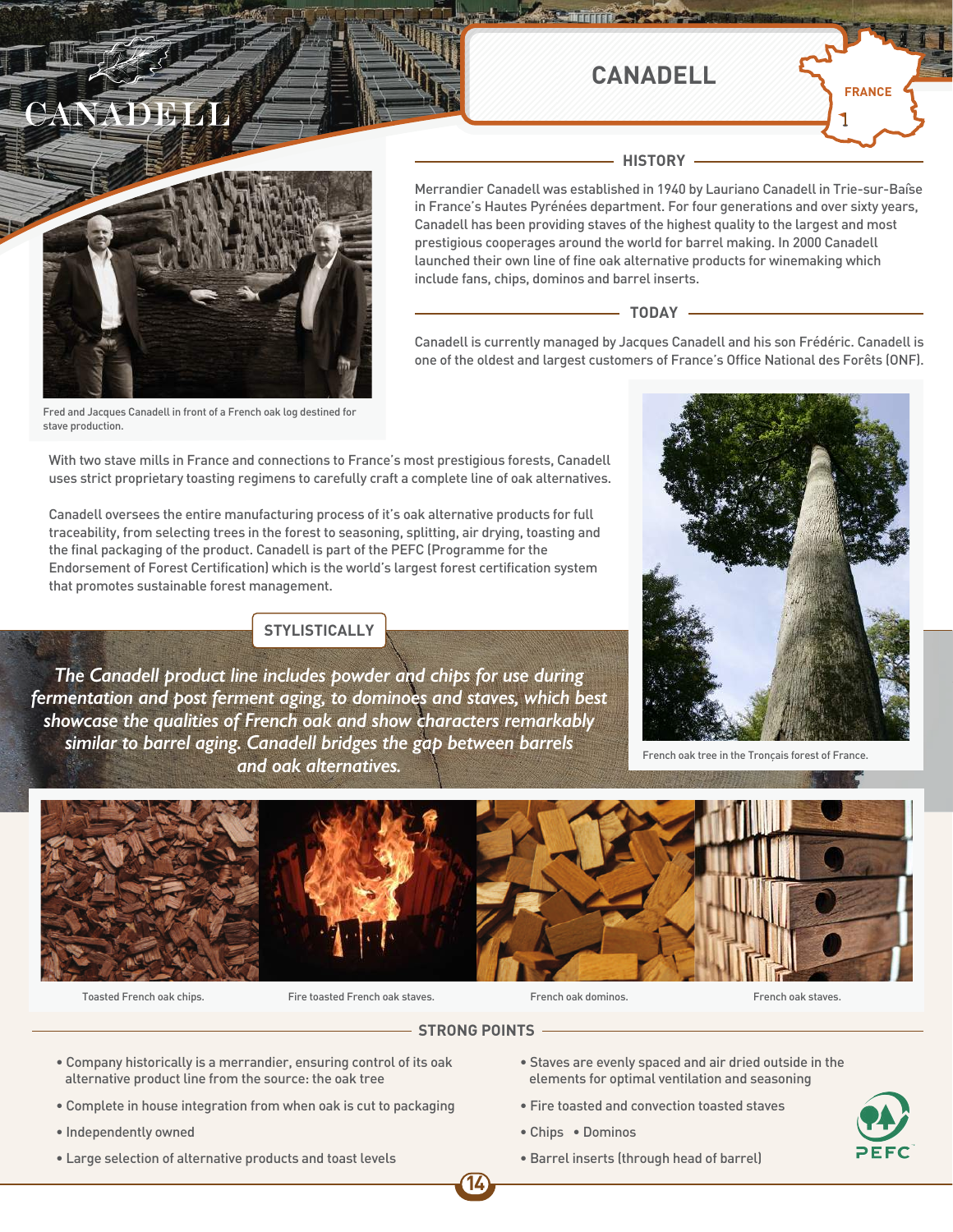# CANADELL

FRANCE

1

## HISTORY

Merrandier Canadell was established in 1940 by Lauriano Canadell in Trie-sur-Baïse in France's Hautes Pyrénées department. For four generations and over sixty years, Canadell has been providing staves of the highest quality to the largest and most prestigious cooperages around the world for barrel making. In 2000 Canadell launched their own line of fine oak alternative products for winemaking which include fans, chips, dominos and barrel inserts.

## TODAY

Canadell is currently managed by Jacques Canadell and his son Frédéric. Canadell is one of the oldest and largest customers of France's Office National des Forêts (ONF).

Fred and Jacques Canadell in front of a French oak log destined for stave production.

With two stave mills in France and connections to France's most prestigious forests, Canadell uses strict proprietary toasting regimens to carefully craft a complete line of oak alternatives.

Canadell oversees the entire manufacturing process of it's oak alternative products for full traceability, from selecting trees in the forest to seasoning, splitting, air drying, toasting and the final packaging of the product. Canadell is part of the PEFC (Programme for the Endorsement of Forest Certification) which is the world's largest forest certification system that promotes sustainable forest management.

French oak tree in the Tronçais forest of France.

## STYLISTICALLY

*The Canadell product line includes powder and chips for use during fermentation and post ferment aging, to dominoes and staves, which best showcase the qualities of French oak and show characters remarkably similar to barrel aging. Canadell bridges the gap between barrels and oak alternatives.*

Toasted French oak chips.

Fire toasted French oak staves.

French oak dominos.

French oak staves.

## STRONG POINTS

- Company historically is a merrandier, ensuring control of its oak alternative product line from the source: the oak tree
- Complete in house integration from when oak is cut to packaging
- Independently owned
- Large selection of alternative products and toast levels
- Staves are evenly spaced and air dried outside in the elements for optimal ventilation and seasoning
- Fire toasted and convection toasted staves
- Chips
- Dominos
- Barrel inserts (through head of barrel)

PEFC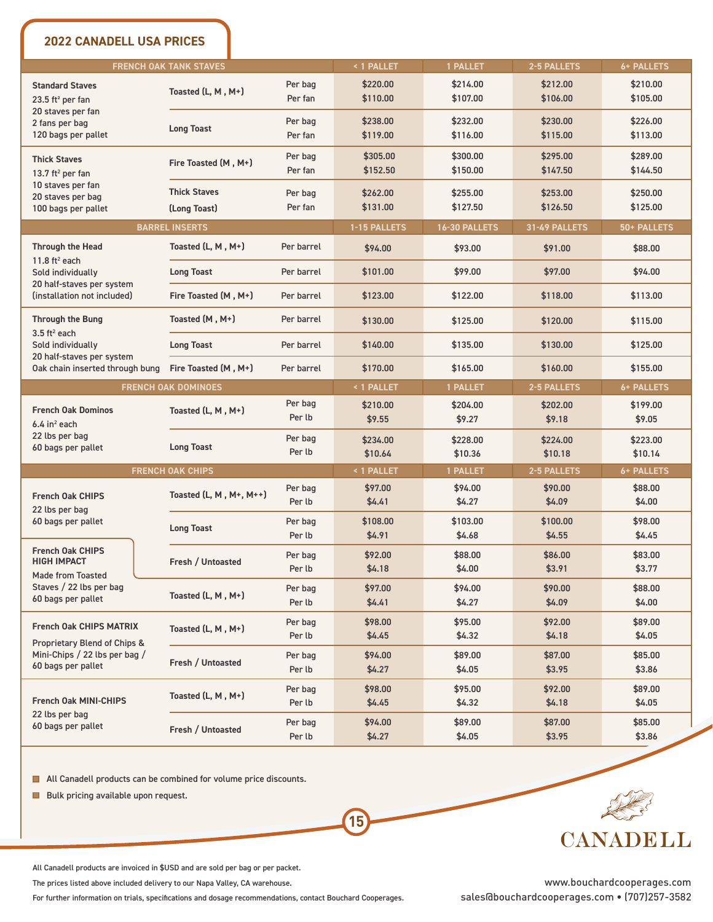## 2022 CANADELL USA PRICES

| FRENCH OAK TANK STAVES | | | < 1 PALLET | 1 PALLET | 2-5 PALLETS | 6+ PALLETS |
|---|---|---|---|---|---|---|
| **Standard Staves** 23.5 ft² per fan, 20 staves per fan, 2 fans per bag, 120 bags per pallet | **Toasted (L, M , M+)** | Per bag | $220.00 | $214.00 | $212.00 | $210.00 |
| | | Per fan | $110.00 | $107.00 | $106.00 | $105.00 |
| | **Long Toast** | Per bag | $238.00 | $232.00 | $230.00 | $226.00 |
| | | Per fan | $119.00 | $116.00 | $115.00 | $113.00 |
| **Thick Staves** 13.7 ft² per fan, 10 staves per fan, 20 staves per bag, 100 bags per pallet | **Fire Toasted (M , M+)** | Per bag | $305.00 | $300.00 | $295.00 | $289.00 |
| | | Per fan | $152.50 | $150.00 | $147.50 | $144.50 |
| | **Thick Staves (Long Toast)** | Per bag | $262.00 | $255.00 | $253.00 | $250.00 |
| | | Per fan | $131.00 | $127.50 | $126.50 | $125.00 |
| **BARREL INSERTS** | | | **1-15 PALLETS** | **16-30 PALLETS** | **31-49 PALLETS** | **50+ PALLETS** |
| **Through the Head** 11.8 ft² each, Sold individually, 20 half-staves per system (installation not included) | **Toasted (L, M , M+)** | Per barrel | $94.00 | $93.00 | $91.00 | $88.00 |
| | **Long Toast** | Per barrel | $101.00 | $99.00 | $97.00 | $94.00 |
| | **Fire Toasted (M , M+)** | Per barrel | $123.00 | $122.00 | $118.00 | $113.00 |
| **Through the Bung** 3.5 ft² each, Sold individually, 20 half-staves per system, Oak chain inserted through bung | **Toasted (M , M+)** | Per barrel | $130.00 | $125.00 | $120.00 | $115.00 |
| | **Long Toast** | Per barrel | $140.00 | $135.00 | $130.00 | $125.00 |
| | **Fire Toasted (M , M+)** | Per barrel | $170.00 | $165.00 | $160.00 | $155.00 |
| **FRENCH OAK DOMINOES** | | | **< 1 PALLET** | **1 PALLET** | **2-5 PALLETS** | **6+ PALLETS** |
| **French Oak Dominos** 6.4 in² each, 22 lbs per bag, 60 bags per pallet | **Toasted (L, M , M+)** | Per bag | $210.00 | $204.00 | $202.00 | $199.00 |
| | | Per lb | $9.55 | $9.27 | $9.18 | $9.05 |
| | **Long Toast** | Per bag | $234.00 | $228.00 | $224.00 | $223.00 |
| | | Per lb | $10.64 | $10.36 | $10.18 | $10.14 |
| **FRENCH OAK CHIPS** | | | **< 1 PALLET** | **1 PALLET** | **2-5 PALLETS** | **6+ PALLETS** |
| **French Oak CHIPS** 22 lbs per bag, 60 bags per pallet | **Toasted (L, M , M+, M++)** | Per bag | $97.00 | $94.00 | $90.00 | $88.00 |
| | | Per lb | $4.41 | $4.27 | $4.09 | $4.00 |
| | **Long Toast** | Per bag | $108.00 | $103.00 | $100.00 | $98.00 |
| | | Per lb | $4.91 | $4.68 | $4.55 | $4.45 |
| **French Oak CHIPS HIGH IMPACT** Made from Toasted Staves / 22 lbs per bag, 60 bags per pallet | **Fresh / Untoasted** | Per bag | $92.00 | $88.00 | $86.00 | $83.00 |
| | | Per lb | $4.18 | $4.00 | $3.91 | $3.77 |
| | **Toasted (L, M , M+)** | Per bag | $97.00 | $94.00 | $90.00 | $88.00 |
| | | Per lb | $4.41 | $4.27 | $4.09 | $4.00 |
| **French Oak CHIPS MATRIX** Proprietary Blend of Chips & Mini-Chips / 22 lbs per bag / 60 bags per pallet | **Toasted (L, M , M+)** | Per bag | $98.00 | $95.00 | $92.00 | $89.00 |
| | | Per lb | $4.45 | $4.32 | $4.18 | $4.05 |
| | **Fresh / Untoasted** | Per bag | $94.00 | $89.00 | $87.00 | $85.00 |
| | | Per lb | $4.27 | $4.05 | $3.95 | $3.86 |
| **French Oak MINI-CHIPS** 22 lbs per bag, 60 bags per pallet | **Toasted (L, M , M+)** | Per bag | $98.00 | $95.00 | $92.00 | $89.00 |
| | | Per lb | $4.45 | $4.32 | $4.18 | $4.05 |
| | **Fresh / Untoasted** | Per bag | $94.00 | $89.00 | $87.00 | $85.00 |
| | | Per lb | $4.27 | $4.05 | $3.95 | $3.86 |

- All Canadell products can be combined for volume price discounts.
- Bulk pricing available upon request.

CANADELL

All Canadell products are invoiced in $USD and are sold per bag or per packet.

The prices listed above included delivery to our Napa Valley, CA warehouse.

For further information on trials, specifications and dosage recommendations, contact Bouchard Cooperages.

www.bouchardcooperages.com
sales@bouchardcooperages.com • (707)257-3582